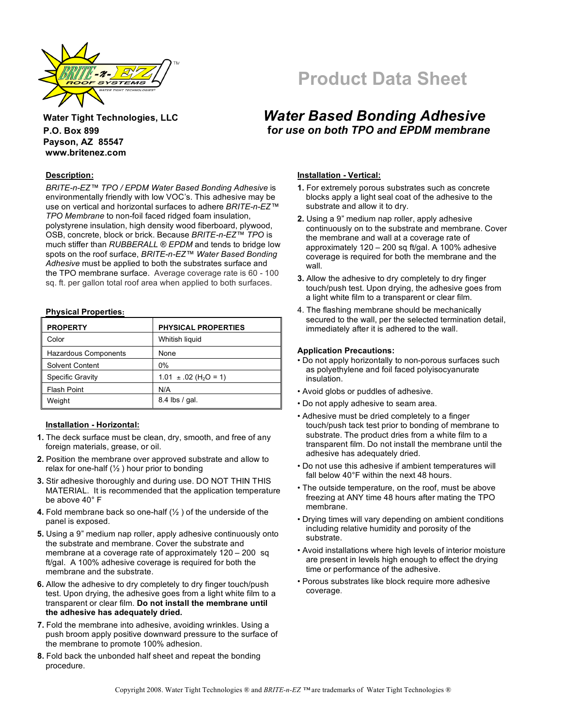Water Tight Technologies, LLC
P.O. Box 899
Payson, AZ 85547
www.britenez.com

# Product Data Sheet

## *Water Based Bonding Adhesive*

### *for use on both TPO and EPDM membrane*

**Description:**

*BRITE-n-EZ™ TPO / EPDM Water Based Bonding Adhesive* is environmentally friendly with low VOC's. This adhesive may be use on vertical and horizontal surfaces to adhere *BRITE-n-EZ™ TPO Membrane* to non-foil faced ridged foam insulation, polystyrene insulation, high density wood fiberboard, plywood, OSB, concrete, block or brick. Because *BRITE-n-EZ™ TPO* is much stiffer than *RUBBERALL ® EPDM* and tends to bridge low spots on the roof surface, *BRITE-n-EZ™ Water Based Bonding Adhesive* must be applied to both the substrates surface and the TPO membrane surface. Average coverage rate is 60 - 100 sq. ft. per gallon total roof area when applied to both surfaces.

**Physical Properties:**

| PROPERTY | PHYSICAL PROPERTIES |
|---|---|
| Color | Whitish liquid |
| Hazardous Components | None |
| Solvent Content | 0% |
| Specific Gravity | 1.01 ± .02 ($H_2O$ = 1) |
| Flash Point | N/A |
| Weight | 8.4 lbs / gal. |

**Installation - Horizontal:**

1. The deck surface must be clean, dry, smooth, and free of any foreign materials, grease, or oil.
2. Position the membrane over approved substrate and allow to relax for one-half (½ ) hour prior to bonding
3. Stir adhesive thoroughly and during use. DO NOT THIN THIS MATERIAL. It is recommended that the application temperature be above 40° F
4. Fold membrane back so one-half (½ ) of the underside of the panel is exposed.
5. Using a 9" medium nap roller, apply adhesive continuously onto the substrate and membrane. Cover the substrate and membrane at a coverage rate of approximately 120 – 200 sq ft/gal. A 100% adhesive coverage is required for both the membrane and the substrate.
6. Allow the adhesive to dry completely to dry finger touch/push test. Upon drying, the adhesive goes from a light white film to a transparent or clear film. **Do not install the membrane until the adhesive has adequately dried.**
7. Fold the membrane into adhesive, avoiding wrinkles. Using a push broom apply positive downward pressure to the surface of the membrane to promote 100% adhesion.
8. Fold back the unbonded half sheet and repeat the bonding procedure.

**Installation - Vertical:**

1. For extremely porous substrates such as concrete blocks apply a light seal coat of the adhesive to the substrate and allow it to dry.
2. Using a 9" medium nap roller, apply adhesive continuously on to the substrate and membrane. Cover the membrane and wall at a coverage rate of approximately 120 – 200 sq ft/gal. A 100% adhesive coverage is required for both the membrane and the wall.
3. Allow the adhesive to dry completely to dry finger touch/push test. Upon drying, the adhesive goes from a light white film to a transparent or clear film.
4. The flashing membrane should be mechanically secured to the wall, per the selected termination detail, immediately after it is adhered to the wall.

**Application Precautions:**

- Do not apply horizontally to non-porous surfaces such as polyethylene and foil faced polyisocyanurate insulation.
- Avoid globs or puddles of adhesive.
- Do not apply adhesive to seam area.
- Adhesive must be dried completely to a finger touch/push tack test prior to bonding of membrane to substrate. The product dries from a white film to a transparent film. Do not install the membrane until the adhesive has adequately dried.
- Do not use this adhesive if ambient temperatures will fall below 40°F within the next 48 hours.
- The outside temperature, on the roof, must be above freezing at ANY time 48 hours after mating the TPO membrane.
- Drying times will vary depending on ambient conditions including relative humidity and porosity of the substrate.
- Avoid installations where high levels of interior moisture are present in levels high enough to effect the drying time or performance of the adhesive.
- Porous substrates like block require more adhesive coverage.

Copyright 2008. Water Tight Technologies ® and *BRITE-n-EZ* ™ are trademarks of Water Tight Technologies ®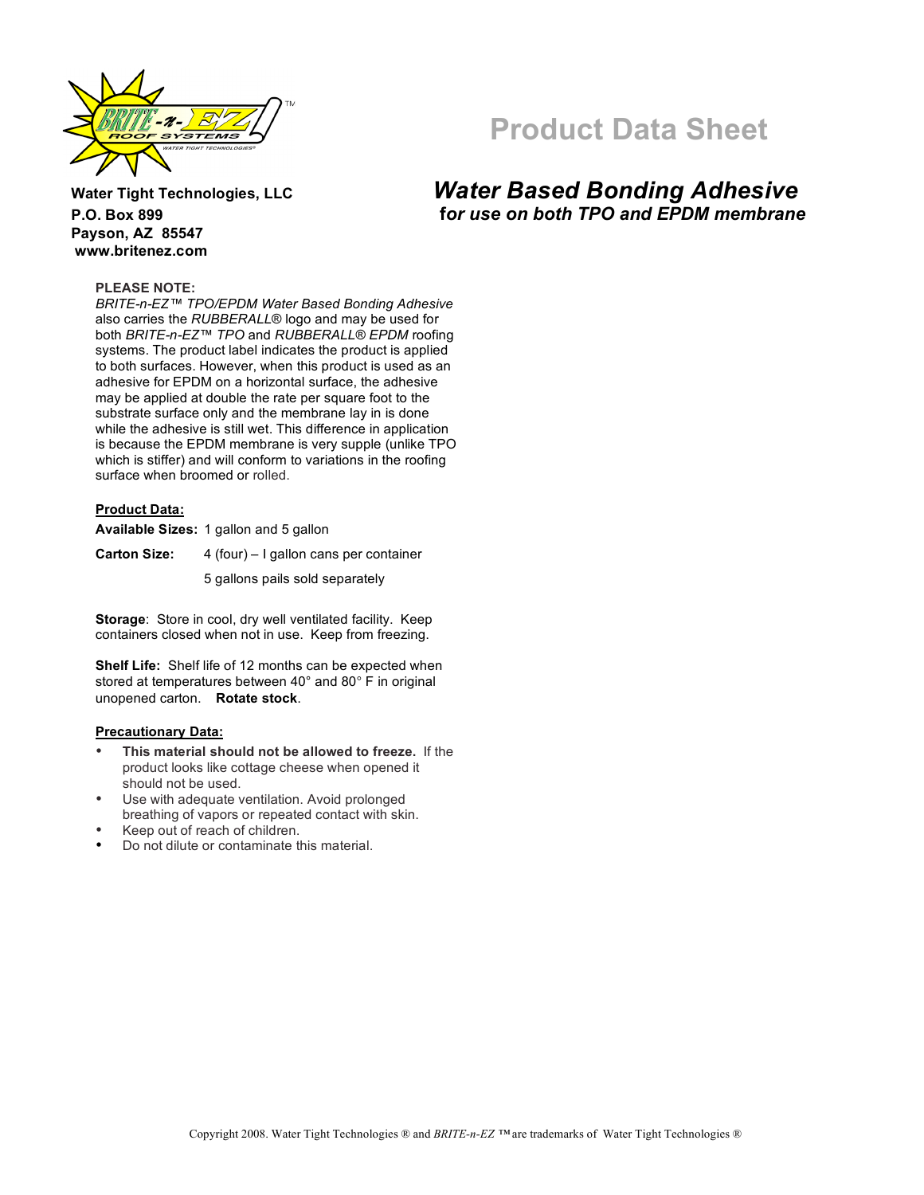Water Tight Technologies, LLC
P.O. Box 899
Payson, AZ 85547
www.britenez.com

# Product Data Sheet

## *Water Based Bonding Adhesive*

***for use on both TPO and EPDM membrane***

**PLEASE NOTE:**
*BRITE-n-EZ™ TPO/EPDM Water Based Bonding Adhesive* also carries the *RUBBERALL®* logo and may be used for both *BRITE-n-EZ™ TPO* and *RUBBERALL® EPDM* roofing systems. The product label indicates the product is applied to both surfaces. However, when this product is used as an adhesive for EPDM on a horizontal surface, the adhesive may be applied at double the rate per square foot to the substrate surface only and the membrane lay in is done while the adhesive is still wet. This difference in application is because the EPDM membrane is very supple (unlike TPO which is stiffer) and will conform to variations in the roofing surface when broomed or rolled.

**Product Data:**

**Available Sizes:** 1 gallon and 5 gallon

**Carton Size:** 4 (four) – I gallon cans per container

5 gallons pails sold separately

**Storage**: Store in cool, dry well ventilated facility. Keep containers closed when not in use. Keep from freezing.

**Shelf Life:** Shelf life of 12 months can be expected when stored at temperatures between 40° and 80° F in original unopened carton. **Rotate stock**.

**Precautionary Data:**

- **This material should not be allowed to freeze.** If the product looks like cottage cheese when opened it should not be used.
- Use with adequate ventilation. Avoid prolonged breathing of vapors or repeated contact with skin.
- Keep out of reach of children.
- Do not dilute or contaminate this material.

Copyright 2008. Water Tight Technologies ® and *BRITE-n-EZ* ™ are trademarks of Water Tight Technologies ®